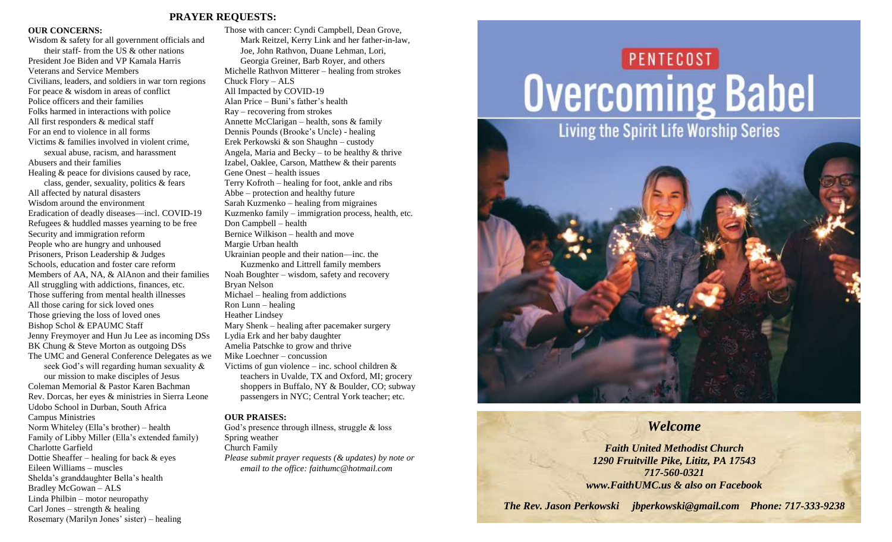## PRAYER REQUESTS:

**OUR CONCERNS:**

Wisdom & safety for all government officials and their staff- from the US & other nations
President Joe Biden and VP Kamala Harris
Veterans and Service Members
Civilians, leaders, and soldiers in war torn regions
For peace & wisdom in areas of conflict
Police officers and their families
Folks harmed in interactions with police
All first responders & medical staff
For an end to violence in all forms
Victims & families involved in violent crime, sexual abuse, racism, and harassment
Abusers and their families
Healing & peace for divisions caused by race, class, gender, sexuality, politics & fears
All affected by natural disasters
Wisdom around the environment
Eradication of deadly diseases—incl. COVID-19
Refugees & huddled masses yearning to be free
Security and immigration reform
People who are hungry and unhoused
Prisoners, Prison Leadership & Judges
Schools, education and foster care reform
Members of AA, NA, & AlAnon and their families
All struggling with addictions, finances, etc.
Those suffering from mental health illnesses
All those caring for sick loved ones
Those grieving the loss of loved ones
Bishop Schol & EPAUMC Staff
Jenny Freymoyer and Hun Ju Lee as incoming DSs
BK Chung & Steve Morton as outgoing DSs
The UMC and General Conference Delegates as we seek God's will regarding human sexuality & our mission to make disciples of Jesus
Coleman Memorial & Pastor Karen Bachman
Rev. Dorcas, her eyes & ministries in Sierra Leone
Udobo School in Durban, South Africa
Campus Ministries
Norm Whiteley (Ella's brother) – health
Family of Libby Miller (Ella's extended family)
Charlotte Garfield
Dottie Sheaffer – healing for back & eyes
Eileen Williams – muscles
Shelda's granddaughter Bella's health
Bradley McGowan – ALS
Linda Philbin – motor neuropathy
Carl Jones – strength & healing
Rosemary (Marilyn Jones' sister) – healing
Those with cancer: Cyndi Campbell, Dean Grove, Mark Reitzel, Kerry Link and her father-in-law, Joe, John Rathvon, Duane Lehman, Lori, Georgia Greiner, Barb Royer, and others
Michelle Rathvon Mitterer – healing from strokes
Chuck Flory – ALS
All Impacted by COVID-19
Alan Price – Buni's father's health
Ray – recovering from strokes
Annette McClarigan – health, sons & family
Dennis Pounds (Brooke's Uncle) - healing
Erek Perkowski & son Shaughn – custody
Angela, Maria and Becky – to be healthy & thrive
Izabel, Oaklee, Carson, Matthew & their parents
Gene Onest – health issues
Terry Kofroth – healing for foot, ankle and ribs
Abbe – protection and healthy future
Sarah Kuzmenko – healing from migraines
Kuzmenko family – immigration process, health, etc.
Don Campbell – health
Bernice Wilkison – health and move
Margie Urban health
Ukrainian people and their nation—inc. the Kuzmenko and Littrell family members
Noah Boughter – wisdom, safety and recovery
Bryan Nelson
Michael – healing from addictions
Ron Lunn – healing
Heather Lindsey
Mary Shenk – healing after pacemaker surgery
Lydia Erk and her baby daughter
Amelia Patschke to grow and thrive
Mike Loechner – concussion
Victims of gun violence – inc. school children & teachers in Uvalde, TX and Oxford, MI; grocery shoppers in Buffalo, NY & Boulder, CO; subway passengers in NYC; Central York teacher; etc.

**OUR PRAISES:**

God's presence through illness, struggle & loss
Spring weather
Church Family
*Please submit prayer requests (& updates) by note or email to the office: faithumc@hotmail.com*

PENTECOST

# Overcoming Babel

Living the Spirit Life Worship Series

## *Welcome*

***Faith United Methodist Church***
***1290 Fruitville Pike, Lititz, PA 17543***
***717-560-0321***
***www.FaithUMC.us & also on Facebook***

***The Rev. Jason Perkowski jbperkowski@gmail.com Phone: 717-333-9238***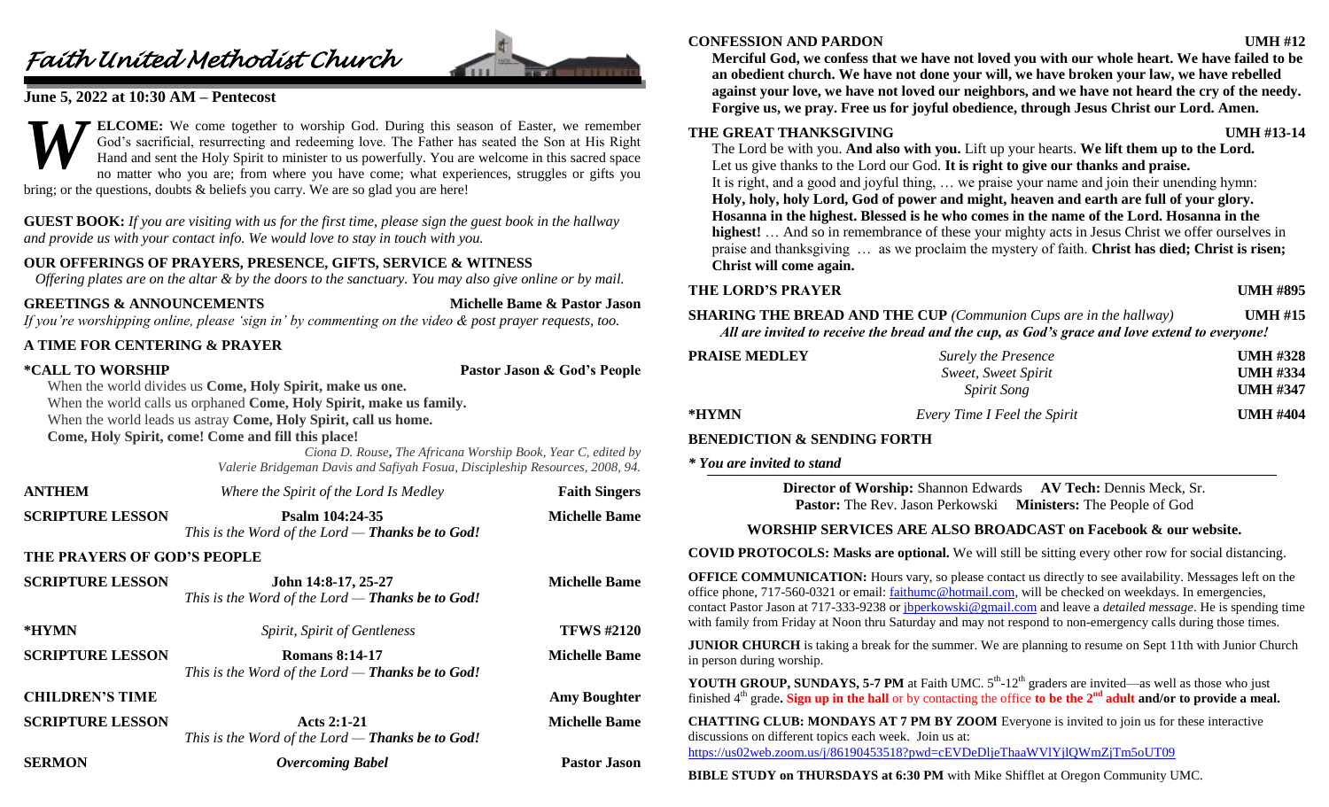# *Faith United Methodist Church*

**June 5, 2022 at 10:30 AM – Pentecost**

**WELCOME:** We come together to worship God. During this season of Easter, we remember God's sacrificial, resurrecting and redeeming love. The Father has seated the Son at His Right Hand and sent the Holy Spirit to minister to us powerfully. You are welcome in this sacred space no matter who you are; from where you have come; what experiences, struggles or gifts you bring; or the questions, doubts & beliefs you carry. We are so glad you are here!

**GUEST BOOK:** *If you are visiting with us for the first time, please sign the guest book in the hallway and provide us with your contact info. We would love to stay in touch with you.*

**OUR OFFERINGS OF PRAYERS, PRESENCE, GIFTS, SERVICE & WITNESS**

*Offering plates are on the altar & by the doors to the sanctuary. You may also give online or by mail.*

**GREETINGS & ANNOUNCEMENTS** — **Michelle Bame & Pastor Jason**

*If you're worshipping online, please 'sign in' by commenting on the video & post prayer requests, too.*

**A TIME FOR CENTERING & PRAYER**

**\*CALL TO WORSHIP** — **Pastor Jason & God's People**

When the world divides us **Come, Holy Spirit, make us one.**
When the world calls us orphaned **Come, Holy Spirit, make us family.**
When the world leads us astray **Come, Holy Spirit, call us home.**
**Come, Holy Spirit, come! Come and fill this place!**

*Ciona D. Rouse, The Africana Worship Book, Year C, edited by Valerie Bridgeman Davis and Safiyah Fosua, Discipleship Resources, 2008, 94.*

**ANTHEM** — *Where the Spirit of the Lord Is Medley* — **Faith Singers**

**SCRIPTURE LESSON** — **Psalm 104:24-35** — **Michelle Bame**
*This is the Word of the Lord — **Thanks be to God!***

**THE PRAYERS OF GOD'S PEOPLE**

**SCRIPTURE LESSON** — **John 14:8-17, 25-27** — **Michelle Bame**
*This is the Word of the Lord — **Thanks be to God!***

**\*HYMN** — *Spirit, Spirit of Gentleness* — **TFWS #2120**

**SCRIPTURE LESSON** — **Romans 8:14-17** — **Michelle Bame**
*This is the Word of the Lord — **Thanks be to God!***

**CHILDREN'S TIME** — **Amy Boughter**

**SCRIPTURE LESSON** — **Acts 2:1-21** — **Michelle Bame**
*This is the Word of the Lord — **Thanks be to God!***

**SERMON** — ***Overcoming Babel*** — **Pastor Jason**

**CONFESSION AND PARDON** — **UMH #12**

**Merciful God, we confess that we have not loved you with our whole heart. We have failed to be an obedient church. We have not done your will, we have broken your law, we have rebelled against your love, we have not loved our neighbors, and we have not heard the cry of the needy. Forgive us, we pray. Free us for joyful obedience, through Jesus Christ our Lord. Amen.**

**THE GREAT THANKSGIVING** — **UMH #13-14**

The Lord be with you. **And also with you.** Lift up your hearts. **We lift them up to the Lord.**
Let us give thanks to the Lord our God. **It is right to give our thanks and praise.**
It is right, and a good and joyful thing, … we praise your name and join their unending hymn:
**Holy, holy, holy Lord, God of power and might, heaven and earth are full of your glory. Hosanna in the highest. Blessed is he who comes in the name of the Lord. Hosanna in the highest!** … And so in remembrance of these your mighty acts in Jesus Christ we offer ourselves in praise and thanksgiving … as we proclaim the mystery of faith. **Christ has died; Christ is risen; Christ will come again.**

**THE LORD'S PRAYER** — **UMH #895**

**SHARING THE BREAD AND THE CUP** *(Communion Cups are in the hallway)* — **UMH #15**

***All are invited to receive the bread and the cup, as God's grace and love extend to everyone!***

**PRAISE MEDLEY**
- *Surely the Presence* — **UMH #328**
- *Sweet, Sweet Spirit* — **UMH #334**
- *Spirit Song* — **UMH #347**

**\*HYMN** — *Every Time I Feel the Spirit* — **UMH #404**

**BENEDICTION & SENDING FORTH**

***\* You are invited to stand***

**Director of Worship:** Shannon Edwards **AV Tech:** Dennis Meck, Sr.
**Pastor:** The Rev. Jason Perkowski **Ministers:** The People of God

**WORSHIP SERVICES ARE ALSO BROADCAST on Facebook & our website.**

**COVID PROTOCOLS: Masks are optional.** We will still be sitting every other row for social distancing.

**OFFICE COMMUNICATION:** Hours vary, so please contact us directly to see availability. Messages left on the office phone, 717-560-0321 or email: faithumc@hotmail.com, will be checked on weekdays. In emergencies, contact Pastor Jason at 717-333-9238 or jbperkowski@gmail.com and leave a *detailed message*. He is spending time with family from Friday at Noon thru Saturday and may not respond to non-emergency calls during those times.

**JUNIOR CHURCH** is taking a break for the summer. We are planning to resume on Sept 11th with Junior Church in person during worship.

**YOUTH GROUP, SUNDAYS, 5-7 PM** at Faith UMC. 5th-12th graders are invited—as well as those who just finished 4th grade**. Sign up in the hall** or by contacting the office **to be the 2nd adult and/or to provide a meal.**

**CHATTING CLUB: MONDAYS AT 7 PM BY ZOOM** Everyone is invited to join us for these interactive discussions on different topics each week. Join us at:
https://us02web.zoom.us/j/86190453518?pwd=cEVDeDljeThaaWVlYjlQWmZjTm5oUT09

**BIBLE STUDY on THURSDAYS at 6:30 PM** with Mike Shifflet at Oregon Community UMC.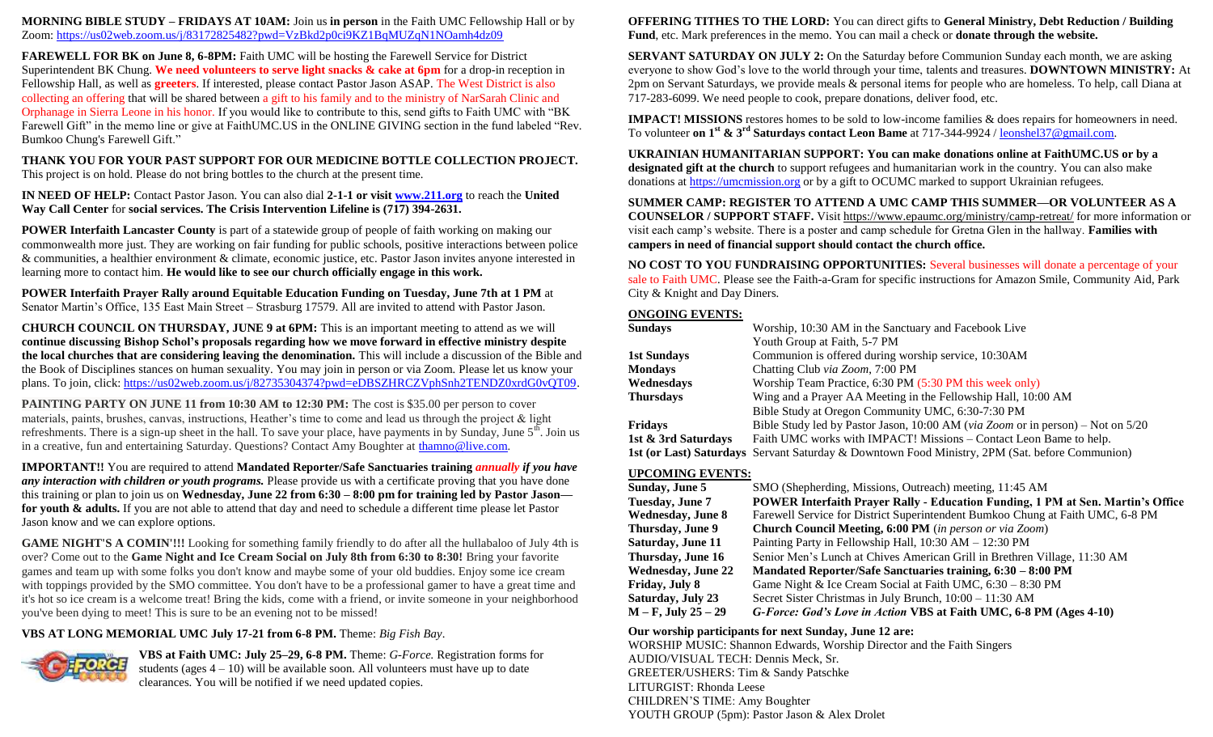**MORNING BIBLE STUDY – FRIDAYS AT 10AM:** Join us **in person** in the Faith UMC Fellowship Hall or by Zoom: https://us02web.zoom.us/j/83172825482?pwd=VzBkd2p0ci9KZ1BqMUZqN1NOamh4dz09

**FAREWELL FOR BK CHUNG on June 8, 6-8PM:** Faith UMC will be hosting the Farewell Service for District Superintendent BK Chung. **We need volunteers to serve light snacks & cake at 6pm** for a drop-in reception in Fellowship Hall, as well as **greeters**. If interested, please contact Pastor Jason ASAP. The West District is also collecting an offering that will be shared between a gift to his family and to the ministry of NarSarah Clinic and Orphanage in Sierra Leone in his honor. If you would like to contribute to this, send gifts to Faith UMC with "BK Farewell Gift" in the memo line or give at FaithUMC.US in the ONLINE GIVING section in the fund labeled "Rev. Bumkoo Chung's Farewell Gift."

**THANK YOU FOR YOUR PAST SUPPORT FOR OUR MEDICINE BOTTLE COLLECTION PROJECT.** This project is on hold. Please do not bring bottles to the church at the present time.

**IN NEED OF HELP:** Contact Pastor Jason. You can also dial **2-1-1 or visit www.211.org** to reach the **United Way Call Center** for **social services. The Crisis Intervention Lifeline is (717) 394-2631.**

**POWER Interfaith Lancaster County** is part of a statewide group of people of faith working on making our commonwealth more just. They are working on fair funding for public schools, positive interactions between police & communities, a healthier environment & climate, economic justice, etc. Pastor Jason invites anyone interested in learning more to contact him. **He would like to see our church officially engage in this work.**

**POWER Interfaith Prayer Rally around Equitable Education Funding on Tuesday, June 7th at 1 PM** at Senator Martin's Office, 135 East Main Street – Strasburg 17579. All are invited to attend with Pastor Jason.

**CHURCH COUNCIL ON THURSDAY, JUNE 9 at 6PM:** This is an important meeting to attend as we will **continue discussing Bishop Schol's proposals regarding how we move forward in effective ministry despite the local churches that are considering leaving the denomination.** This will include a discussion of the Bible and the Book of Disciplines stances on human sexuality. You may join in person or via Zoom. Please let us know your plans. To join, click: https://us02web.zoom.us/j/82735304374?pwd=eDBSZHRCZVphSnh2TENDZ0xrdG0vQT09.

**PAINTING PARTY ON JUNE 11 from 10:30 AM to 12:30 PM:** The cost is $35.00 per person to cover materials, paints, brushes, canvas, instructions, Heather's time to come and lead us through the project & light refreshments. There is a sign-up sheet in the hall. To save your place, have payments in by Sunday, June 5th. Join us in a creative, fun and entertaining Saturday. Questions? Contact Amy Boughter at thamno@live.com.

**IMPORTANT!!** You are required to attend **Mandated Reporter/Safe Sanctuaries training** ***annually if you have any interaction with children or youth programs.*** Please provide us with a certificate proving that you have done this training or plan to join us on **Wednesday, June 22 from 6:30 – 8:00 pm for training led by Pastor Jason—for youth & adults.** If you are not able to attend that day and need to schedule a different time please let Pastor Jason know and we can explore options.

**GAME NIGHT'S A COMIN'!!!** Looking for something family friendly to do after all the hullabaloo of July 4th is over? Come out to the **Game Night and Ice Cream Social on July 8th from 6:30 to 8:30!** Bring your favorite games and team up with some folks you don't know and maybe some of your old buddies. Enjoy some ice cream with toppings provided by the SMO committee. You don't have to be a professional gamer to have a great time and it's hot so ice cream is a welcome treat! Bring the kids, come with a friend, or invite someone in your neighborhood you've been dying to meet! This is sure to be an evening not to be missed!

**VBS AT LONG MEMORIAL UMC July 17-21 from 6-8 PM.** Theme: *Big Fish Bay*.

**VBS at Faith UMC: July 25–29, 6-8 PM.** Theme: *G-Force.* Registration forms for students (ages 4 – 10) will be available soon. All volunteers must have up to date clearances. You will be notified if we need updated copies.

**OFFERING TITHES TO THE LORD:** You can direct gifts to **General Ministry, Debt Reduction / Building Fund**, etc. Mark preferences in the memo. You can mail a check or **donate through the website.**

**SERVANT SATURDAY ON JULY 2:** On the Saturday before Communion Sunday each month, we are asking everyone to show God's love to the world through your time, talents and treasures. **DOWNTOWN MINISTRY:** At 2pm on Servant Saturdays, we provide meals & personal items for people who are homeless. To help, call Diana at 717-283-6099. We need people to cook, prepare donations, deliver food, etc.

**IMPACT! MISSIONS** restores homes to be sold to low-income families & does repairs for homeowners in need. To volunteer **on 1st & 3rd Saturdays contact Leon Bame** at 717-344-9924 / leonshel37@gmail.com.

**UKRAINIAN HUMANITARIAN SUPPORT: You can make donations online at FaithUMC.US or by a designated gift at the church** to support refugees and humanitarian work in the country. You can also make donations at https://umcmission.org or by a gift to OCUMC marked to support Ukrainian refugees.

**SUMMER CAMP: REGISTER TO ATTEND A UMC CAMP THIS SUMMER—OR VOLUNTEER AS A COUNSELOR / SUPPORT STAFF.** Visit https://www.epaumc.org/ministry/camp-retreat/ for more information or visit each camp's website. There is a poster and camp schedule for Gretna Glen in the hallway. **Families with campers in need of financial support should contact the church office.**

**NO COST TO YOU FUNDRAISING OPPORTUNITIES:** Several businesses will donate a percentage of your sale to Faith UMC. Please see the Faith-a-Gram for specific instructions for Amazon Smile, Community Aid, Park City & Knight and Day Diners.

**ONGOING EVENTS:**

| | |
|---|---|
| **Sundays** | Worship, 10:30 AM in the Sanctuary and Facebook Live |
| | Youth Group at Faith, 5-7 PM |
| **1st Sundays** | Communion is offered during worship service, 10:30AM |
| **Mondays** | Chatting Club *via Zoom*, 7:00 PM |
| **Wednesdays** | Worship Team Practice, 6:30 PM (5:30 PM this week only) |
| **Thursdays** | Wing and a Prayer AA Meeting in the Fellowship Hall, 10:00 AM |
| | Bible Study at Oregon Community UMC, 6:30-7:30 PM |
| **Fridays** | Bible Study led by Pastor Jason, 10:00 AM (*via Zoom* or in person) – Not on 5/20 |
| **1st & 3rd Saturdays** | Faith UMC works with IMPACT! Missions – Contact Leon Bame to help. |
| **1st (or Last) Saturdays** | Servant Saturday & Downtown Food Ministry, 2PM (Sat. before Communion) |

**UPCOMING EVENTS:**

| | |
|---|---|
| **Sunday, June 5** | SMO (Shepherding, Missions, Outreach) meeting, 11:45 AM |
| **Tuesday, June 7** | **POWER Interfaith Prayer Rally - Education Funding, 1 PM at Sen. Martin's Office** |
| **Wednesday, June 8** | Farewell Service for District Superintendent Bumkoo Chung at Faith UMC, 6-8 PM |
| **Thursday, June 9** | **Church Council Meeting, 6:00 PM** (*in person or via Zoom*) |
| **Saturday, June 11** | Painting Party in Fellowship Hall, 10:30 AM – 12:30 PM |
| **Thursday, June 16** | Senior Men's Lunch at Chives American Grill in Brethren Village, 11:30 AM |
| **Wednesday, June 22** | **Mandated Reporter/Safe Sanctuaries training, 6:30 – 8:00 PM** |
| **Friday, July 8** | Game Night & Ice Cream Social at Faith UMC, 6:30 – 8:30 PM |
| **Saturday, July 23** | Secret Sister Christmas in July Brunch, 10:00 – 11:30 AM |
| **M – F, July 25 – 29** | ***G-Force: God's Love in Action* VBS at Faith UMC, 6-8 PM (Ages 4-10)** |

**Our worship participants for next Sunday, June 12 are:**

WORSHIP MUSIC: Shannon Edwards, Worship Director and the Faith Singers
AUDIO/VISUAL TECH: Dennis Meck, Sr.
GREETER/USHERS: Tim & Sandy Patschke
LITURGIST: Rhonda Leese
CHILDREN'S TIME: Amy Boughter
YOUTH GROUP (5pm): Pastor Jason & Alex Drolet